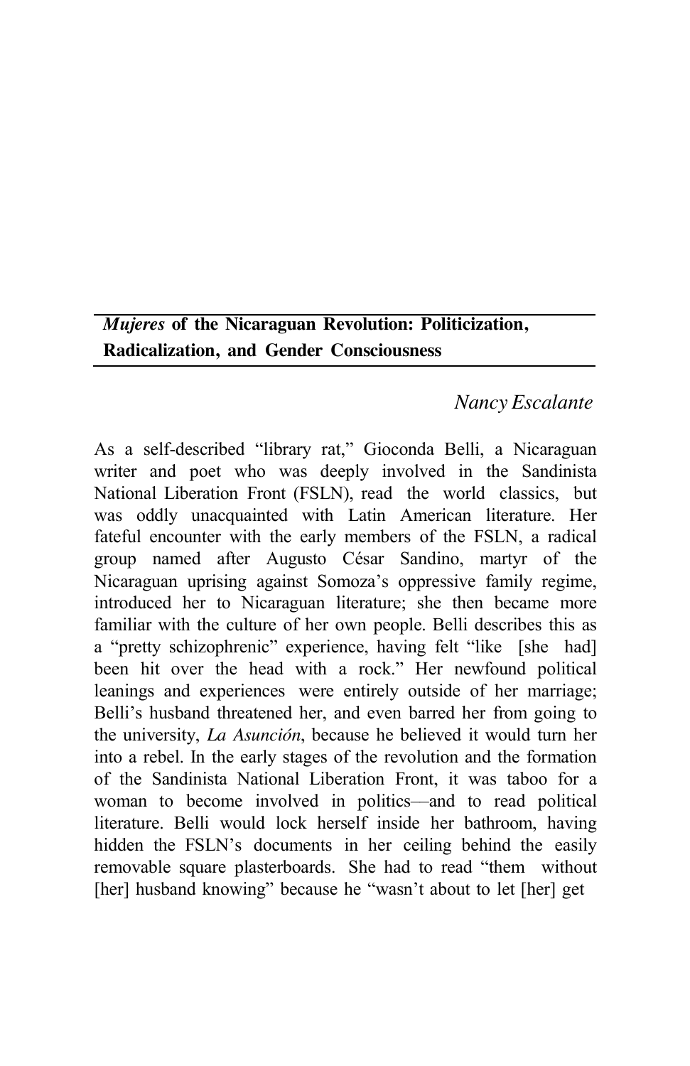# *Mujeres* of the Nicaraguan Revolution: Politicization, Radicalization, and Gender Consciousness

*Nancy Escalante*

As a self-described "library rat," Gioconda Belli, a Nicaraguan writer and poet who was deeply involved in the Sandinista National Liberation Front (FSLN), read the world classics, but was oddly unacquainted with Latin American literature. Her fateful encounter with the early members of the FSLN, a radical group named after Augusto César Sandino, martyr of the Nicaraguan uprising against Somoza's oppressive family regime, introduced her to Nicaraguan literature; she then became more familiar with the culture of her own people. Belli describes this as a "pretty schizophrenic" experience, having felt "like [she had] been hit over the head with a rock." Her newfound political leanings and experiences were entirely outside of her marriage; Belli's husband threatened her, and even barred her from going to the university, *La Asunción*, because he believed it would turn her into a rebel. In the early stages of the revolution and the formation of the Sandinista National Liberation Front, it was taboo for a woman to become involved in politics—and to read political literature. Belli would lock herself inside her bathroom, having hidden the FSLN's documents in her ceiling behind the easily removable square plasterboards. She had to read "them without [her] husband knowing" because he "wasn't about to let [her] get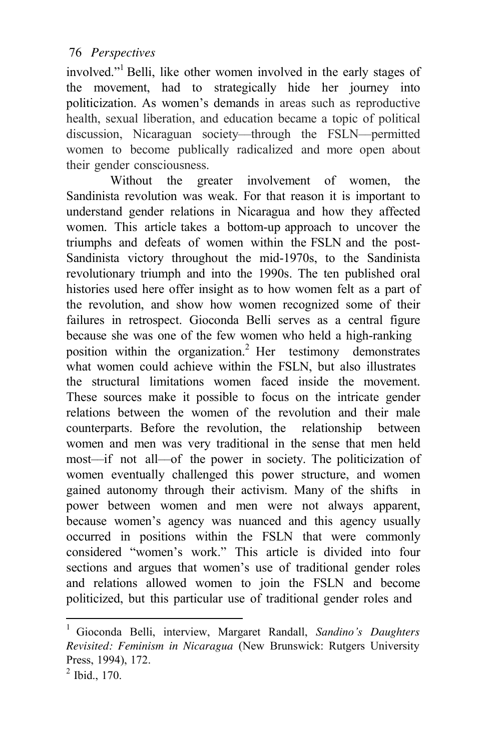involved."[1] Belli, like other women involved in the early stages of the movement, had to strategically hide her journey into politicization. As women's demands in areas such as reproductive health, sexual liberation, and education became a topic of political discussion, Nicaraguan society—through the FSLN—permitted women to become publically radicalized and more open about their gender consciousness.

Without the greater involvement of women, the Sandinista revolution was weak. For that reason it is important to understand gender relations in Nicaragua and how they affected women. This article takes a bottom-up approach to uncover the triumphs and defeats of women within the FSLN and the post-Sandinista victory throughout the mid-1970s, to the Sandinista revolutionary triumph and into the 1990s. The ten published oral histories used here offer insight as to how women felt as a part of the revolution, and show how women recognized some of their failures in retrospect. Gioconda Belli serves as a central figure because she was one of the few women who held a high-ranking position within the organization.[2] Her testimony demonstrates what women could achieve within the FSLN, but also illustrates the structural limitations women faced inside the movement. These sources make it possible to focus on the intricate gender relations between the women of the revolution and their male counterparts. Before the revolution, the relationship between women and men was very traditional in the sense that men held most—if not all—of the power in society. The politicization of women eventually challenged this power structure, and women gained autonomy through their activism. Many of the shifts in power between women and men were not always apparent, because women's agency was nuanced and this agency usually occurred in positions within the FSLN that were commonly considered "women's work." This article is divided into four sections and argues that women's use of traditional gender roles and relations allowed women to join the FSLN and become politicized, but this particular use of traditional gender roles and

[1] Gioconda Belli, interview, Margaret Randall, *Sandino's Daughters Revisited: Feminism in Nicaragua* (New Brunswick: Rutgers University Press, 1994), 172.

[2] Ibid., 170.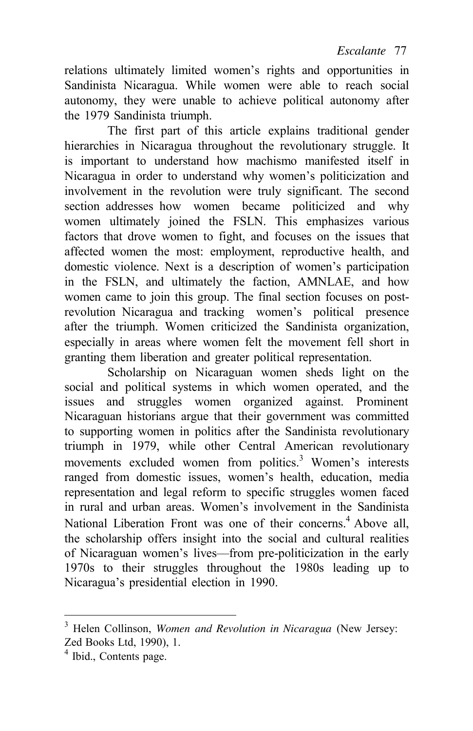relations ultimately limited women's rights and opportunities in Sandinista Nicaragua. While women were able to reach social autonomy, they were unable to achieve political autonomy after the 1979 Sandinista triumph.

The first part of this article explains traditional gender hierarchies in Nicaragua throughout the revolutionary struggle. It is important to understand how machismo manifested itself in Nicaragua in order to understand why women's politicization and involvement in the revolution were truly significant. The second section addresses how women became politicized and why women ultimately joined the FSLN. This emphasizes various factors that drove women to fight, and focuses on the issues that affected women the most: employment, reproductive health, and domestic violence. Next is a description of women's participation in the FSLN, and ultimately the faction, AMNLAE, and how women came to join this group. The final section focuses on post-revolution Nicaragua and tracking women's political presence after the triumph. Women criticized the Sandinista organization, especially in areas where women felt the movement fell short in granting them liberation and greater political representation.

Scholarship on Nicaraguan women sheds light on the social and political systems in which women operated, and the issues and struggles women organized against. Prominent Nicaraguan historians argue that their government was committed to supporting women in politics after the Sandinista revolutionary triumph in 1979, while other Central American revolutionary movements excluded women from politics.[3] Women's interests ranged from domestic issues, women's health, education, media representation and legal reform to specific struggles women faced in rural and urban areas. Women's involvement in the Sandinista National Liberation Front was one of their concerns.[4] Above all, the scholarship offers insight into the social and cultural realities of Nicaraguan women's lives—from pre-politicization in the early 1970s to their struggles throughout the 1980s leading up to Nicaragua's presidential election in 1990.

---

[3] Helen Collinson, *Women and Revolution in Nicaragua* (New Jersey: Zed Books Ltd, 1990), 1.

[4] Ibid., Contents page.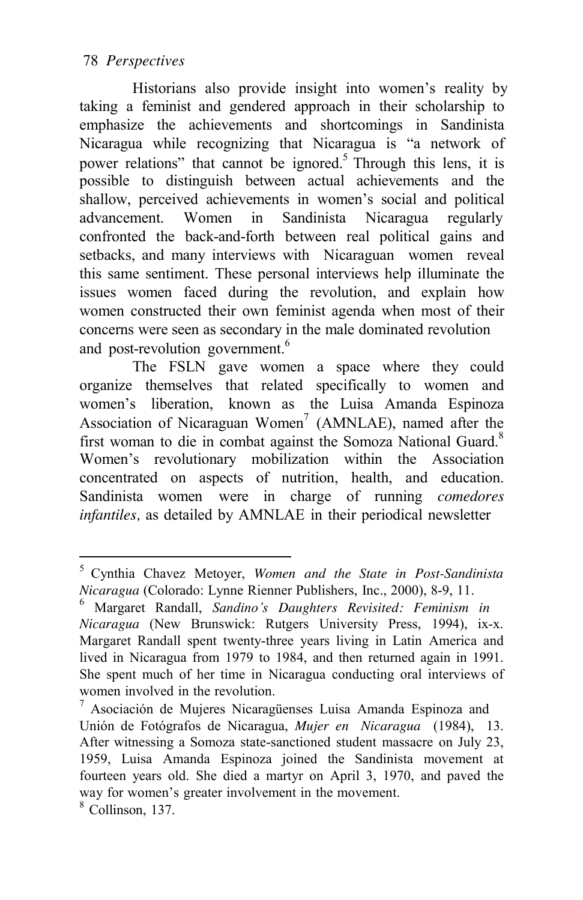Historians also provide insight into women's reality by taking a feminist and gendered approach in their scholarship to emphasize the achievements and shortcomings in Sandinista Nicaragua while recognizing that Nicaragua is "a network of power relations" that cannot be ignored.[5] Through this lens, it is possible to distinguish between actual achievements and the shallow, perceived achievements in women's social and political advancement. Women in Sandinista Nicaragua regularly confronted the back-and-forth between real political gains and setbacks, and many interviews with Nicaraguan women reveal this same sentiment. These personal interviews help illuminate the issues women faced during the revolution, and explain how women constructed their own feminist agenda when most of their concerns were seen as secondary in the male dominated revolution and post-revolution government.[6]

The FSLN gave women a space where they could organize themselves that related specifically to women and women's liberation, known as the Luisa Amanda Espinoza Association of Nicaraguan Women[7] (AMNLAE), named after the first woman to die in combat against the Somoza National Guard.[8] Women's revolutionary mobilization within the Association concentrated on aspects of nutrition, health, and education. Sandinista women were in charge of running *comedores infantiles,* as detailed by AMNLAE in their periodical newsletter

---

[5] Cynthia Chavez Metoyer, *Women and the State in Post-Sandinista Nicaragua* (Colorado: Lynne Rienner Publishers, Inc., 2000), 8-9, 11.

[6] Margaret Randall, *Sandino's Daughters Revisited: Feminism in Nicaragua* (New Brunswick: Rutgers University Press, 1994), ix-x. Margaret Randall spent twenty-three years living in Latin America and lived in Nicaragua from 1979 to 1984, and then returned again in 1991. She spent much of her time in Nicaragua conducting oral interviews of women involved in the revolution.

[7] Asociación de Mujeres Nicaragüenses Luisa Amanda Espinoza and Unión de Fotógrafos de Nicaragua, *Mujer en Nicaragua* (1984), 13. After witnessing a Somoza state-sanctioned student massacre on July 23, 1959, Luisa Amanda Espinoza joined the Sandinista movement at fourteen years old. She died a martyr on April 3, 1970, and paved the way for women's greater involvement in the movement.

[8] Collinson, 137.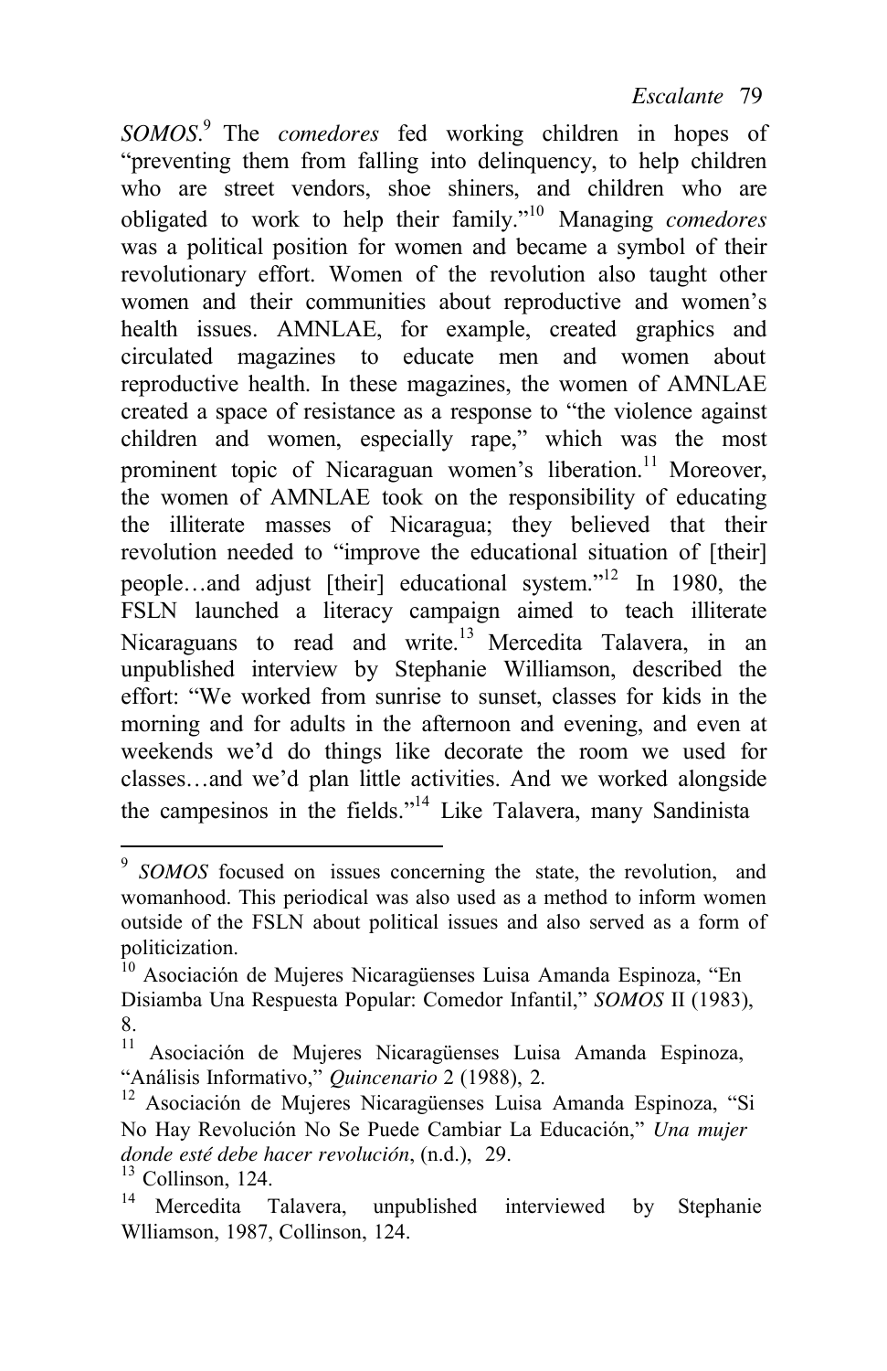*SOMOS*.[9] The *comedores* fed working children in hopes of "preventing them from falling into delinquency, to help children who are street vendors, shoe shiners, and children who are obligated to work to help their family."[10] Managing *comedores* was a political position for women and became a symbol of their revolutionary effort. Women of the revolution also taught other women and their communities about reproductive and women's health issues. AMNLAE, for example, created graphics and circulated magazines to educate men and women about reproductive health. In these magazines, the women of AMNLAE created a space of resistance as a response to "the violence against children and women, especially rape," which was the most prominent topic of Nicaraguan women's liberation.[11] Moreover, the women of AMNLAE took on the responsibility of educating the illiterate masses of Nicaragua; they believed that their revolution needed to "improve the educational situation of [their] people…and adjust [their] educational system."[12] In 1980, the FSLN launched a literacy campaign aimed to teach illiterate Nicaraguans to read and write.[13] Mercedita Talavera, in an unpublished interview by Stephanie Williamson, described the effort: "We worked from sunrise to sunset, classes for kids in the morning and for adults in the afternoon and evening, and even at weekends we'd do things like decorate the room we used for classes…and we'd plan little activities. And we worked alongside the campesinos in the fields."[14] Like Talavera, many Sandinista

---

[9] *SOMOS* focused on issues concerning the state, the revolution, and womanhood. This periodical was also used as a method to inform women outside of the FSLN about political issues and also served as a form of politicization.

[10] Asociación de Mujeres Nicaragüenses Luisa Amanda Espinoza, "En Disiamba Una Respuesta Popular: Comedor Infantil," *SOMOS* II (1983), 8.

[11] Asociación de Mujeres Nicaragüenses Luisa Amanda Espinoza, "Análisis Informativo," *Quincenario* 2 (1988), 2.

[12] Asociación de Mujeres Nicaragüenses Luisa Amanda Espinoza, "Si No Hay Revolución No Se Puede Cambiar La Educación," *Una mujer donde esté debe hacer revolución*, (n.d.), 29.

[13] Collinson, 124.

[14] Mercedita Talavera, unpublished interviewed by Stephanie Wlliamson, 1987, Collinson, 124.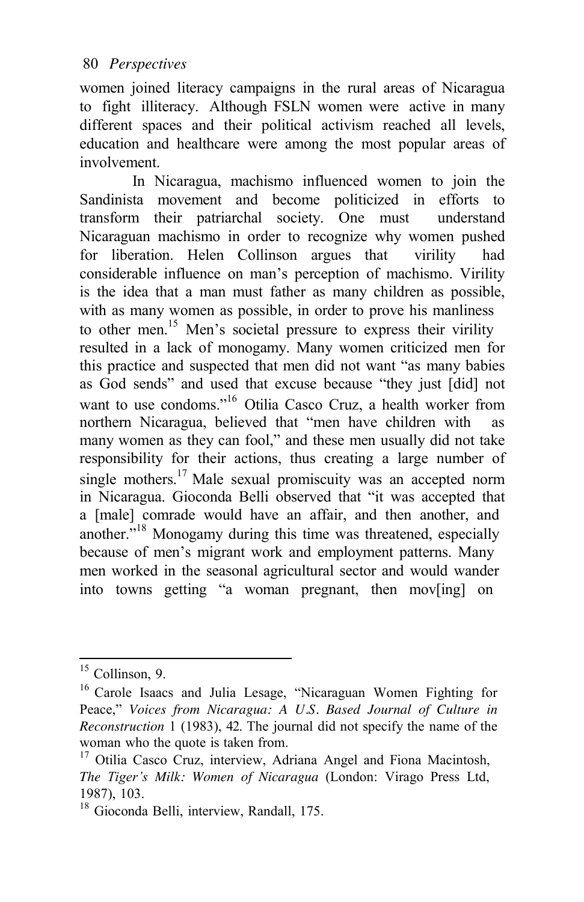women joined literacy campaigns in the rural areas of Nicaragua to fight illiteracy. Although FSLN women were active in many different spaces and their political activism reached all levels, education and healthcare were among the most popular areas of involvement.

In Nicaragua, machismo influenced women to join the Sandinista movement and become politicized in efforts to transform their patriarchal society. One must understand Nicaraguan machismo in order to recognize why women pushed for liberation. Helen Collinson argues that virility had considerable influence on man's perception of machismo. Virility is the idea that a man must father as many children as possible, with as many women as possible, in order to prove his manliness to other men.[15] Men's societal pressure to express their virility resulted in a lack of monogamy. Many women criticized men for this practice and suspected that men did not want "as many babies as God sends" and used that excuse because "they just [did] not want to use condoms."[16] Otilia Casco Cruz, a health worker from northern Nicaragua, believed that "men have children with as many women as they can fool," and these men usually did not take responsibility for their actions, thus creating a large number of single mothers.[17] Male sexual promiscuity was an accepted norm in Nicaragua. Gioconda Belli observed that "it was accepted that a [male] comrade would have an affair, and then another, and another."[18] Monogamy during this time was threatened, especially because of men's migrant work and employment patterns. Many men worked in the seasonal agricultural sector and would wander into towns getting "a woman pregnant, then mov[ing] on

---

[15] Collinson, 9.

[16] Carole Isaacs and Julia Lesage, "Nicaraguan Women Fighting for Peace," *Voices from Nicaragua: A U.S. Based Journal of Culture in Reconstruction* 1 (1983), 42. The journal did not specify the name of the woman who the quote is taken from.

[17] Otilia Casco Cruz, interview, Adriana Angel and Fiona Macintosh, *The Tiger's Milk: Women of Nicaragua* (London: Virago Press Ltd, 1987), 103.

[18] Gioconda Belli, interview, Randall, 175.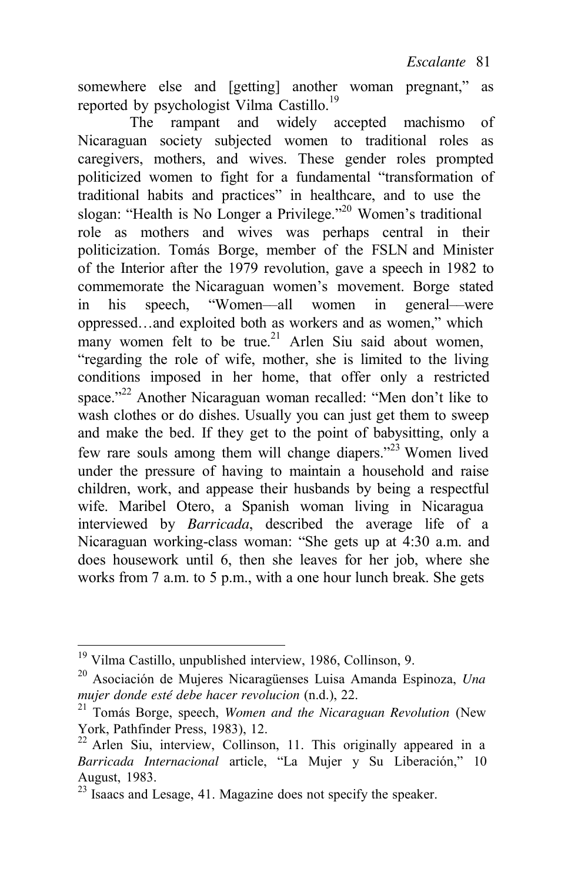somewhere else and [getting] another woman pregnant," as reported by psychologist Vilma Castillo.[19]

The rampant and widely accepted machismo of Nicaraguan society subjected women to traditional roles as caregivers, mothers, and wives. These gender roles prompted politicized women to fight for a fundamental "transformation of traditional habits and practices" in healthcare, and to use the slogan: "Health is No Longer a Privilege."[20] Women's traditional role as mothers and wives was perhaps central in their politicization. Tomás Borge, member of the FSLN and Minister of the Interior after the 1979 revolution, gave a speech in 1982 to commemorate the Nicaraguan women's movement. Borge stated in his speech, "Women—all women in general—were oppressed…and exploited both as workers and as women," which many women felt to be true.[21] Arlen Siu said about women, "regarding the role of wife, mother, she is limited to the living conditions imposed in her home, that offer only a restricted space."[22] Another Nicaraguan woman recalled: "Men don't like to wash clothes or do dishes. Usually you can just get them to sweep and make the bed. If they get to the point of babysitting, only a few rare souls among them will change diapers."[23] Women lived under the pressure of having to maintain a household and raise children, work, and appease their husbands by being a respectful wife. Maribel Otero, a Spanish woman living in Nicaragua interviewed by *Barricada*, described the average life of a Nicaraguan working-class woman: "She gets up at 4:30 a.m. and does housework until 6, then she leaves for her job, where she works from 7 a.m. to 5 p.m., with a one hour lunch break. She gets

---

[19] Vilma Castillo, unpublished interview, 1986, Collinson, 9.

[20] Asociación de Mujeres Nicaragüenses Luisa Amanda Espinoza, *Una mujer donde esté debe hacer revolucion* (n.d.), 22.

[21] Tomás Borge, speech, *Women and the Nicaraguan Revolution* (New York, Pathfinder Press, 1983), 12.

[22] Arlen Siu, interview, Collinson, 11. This originally appeared in a *Barricada Internacional* article, "La Mujer y Su Liberación," 10 August, 1983.

[23] Isaacs and Lesage, 41. Magazine does not specify the speaker.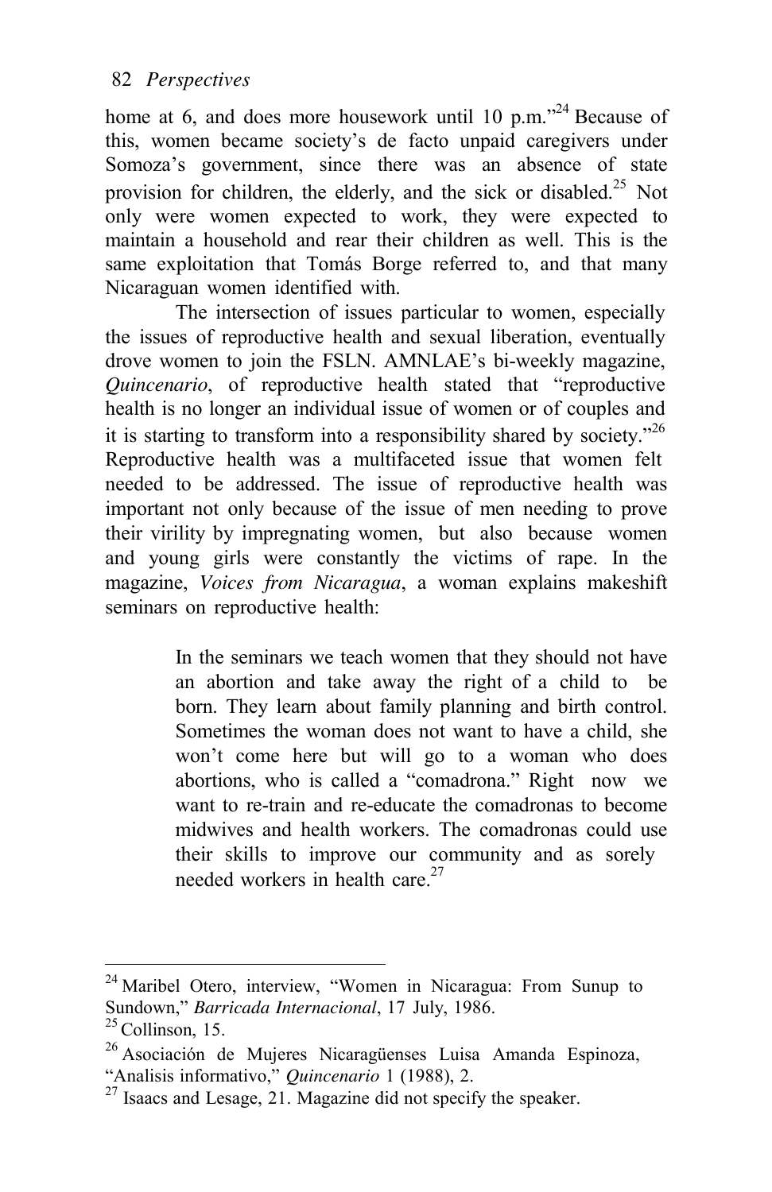home at 6, and does more housework until 10 p.m."[24] Because of this, women became society's de facto unpaid caregivers under Somoza's government, since there was an absence of state provision for children, the elderly, and the sick or disabled.[25] Not only were women expected to work, they were expected to maintain a household and rear their children as well. This is the same exploitation that Tomás Borge referred to, and that many Nicaraguan women identified with.

The intersection of issues particular to women, especially the issues of reproductive health and sexual liberation, eventually drove women to join the FSLN. AMNLAE's bi-weekly magazine, *Quincenario*, of reproductive health stated that "reproductive health is no longer an individual issue of women or of couples and it is starting to transform into a responsibility shared by society."[26] Reproductive health was a multifaceted issue that women felt needed to be addressed. The issue of reproductive health was important not only because of the issue of men needing to prove their virility by impregnating women, but also because women and young girls were constantly the victims of rape. In the magazine, *Voices from Nicaragua*, a woman explains makeshift seminars on reproductive health:

> In the seminars we teach women that they should not have an abortion and take away the right of a child to be born. They learn about family planning and birth control. Sometimes the woman does not want to have a child, she won't come here but will go to a woman who does abortions, who is called a "comadrona." Right now we want to re-train and re-educate the comadronas to become midwives and health workers. The comadronas could use their skills to improve our community and as sorely needed workers in health care.[27]

---

[24] Maribel Otero, interview, "Women in Nicaragua: From Sunup to Sundown," *Barricada Internacional*, 17 July, 1986.

[25] Collinson, 15.

[26] Asociación de Mujeres Nicaragüenses Luisa Amanda Espinoza, "Analisis informativo," *Quincenario* 1 (1988), 2.

[27] Isaacs and Lesage, 21. Magazine did not specify the speaker.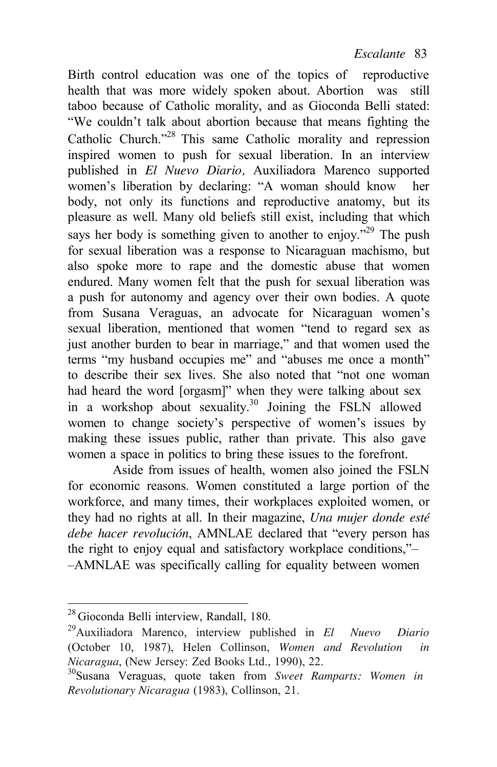Birth control education was one of the topics of reproductive health that was more widely spoken about. Abortion was still taboo because of Catholic morality, and as Gioconda Belli stated: "We couldn't talk about abortion because that means fighting the Catholic Church."[28] This same Catholic morality and repression inspired women to push for sexual liberation. In an interview published in *El Nuevo Diario,* Auxiliadora Marenco supported women's liberation by declaring: "A woman should know her body, not only its functions and reproductive anatomy, but its pleasure as well. Many old beliefs still exist, including that which says her body is something given to another to enjoy."[29] The push for sexual liberation was a response to Nicaraguan machismo, but also spoke more to rape and the domestic abuse that women endured. Many women felt that the push for sexual liberation was a push for autonomy and agency over their own bodies. A quote from Susana Veraguas, an advocate for Nicaraguan women's sexual liberation, mentioned that women "tend to regard sex as just another burden to bear in marriage," and that women used the terms "my husband occupies me" and "abuses me once a month" to describe their sex lives. She also noted that "not one woman had heard the word [orgasm]" when they were talking about sex in a workshop about sexuality.[30] Joining the FSLN allowed women to change society's perspective of women's issues by making these issues public, rather than private. This also gave women a space in politics to bring these issues to the forefront.

Aside from issues of health, women also joined the FSLN for economic reasons. Women constituted a large portion of the workforce, and many times, their workplaces exploited women, or they had no rights at all. In their magazine, *Una mujer donde esté debe hacer revolución*, AMNLAE declared that "every person has the right to enjoy equal and satisfactory workplace conditions,"––AMNLAE was specifically calling for equality between women

---

[28] Gioconda Belli interview, Randall, 180.

[29] Auxiliadora Marenco, interview published in *El Nuevo Diario* (October 10, 1987), Helen Collinson, *Women and Revolution in Nicaragua*, (New Jersey: Zed Books Ltd., 1990), 22.

[30] Susana Veraguas, quote taken from *Sweet Ramparts: Women in Revolutionary Nicaragua* (1983), Collinson, 21.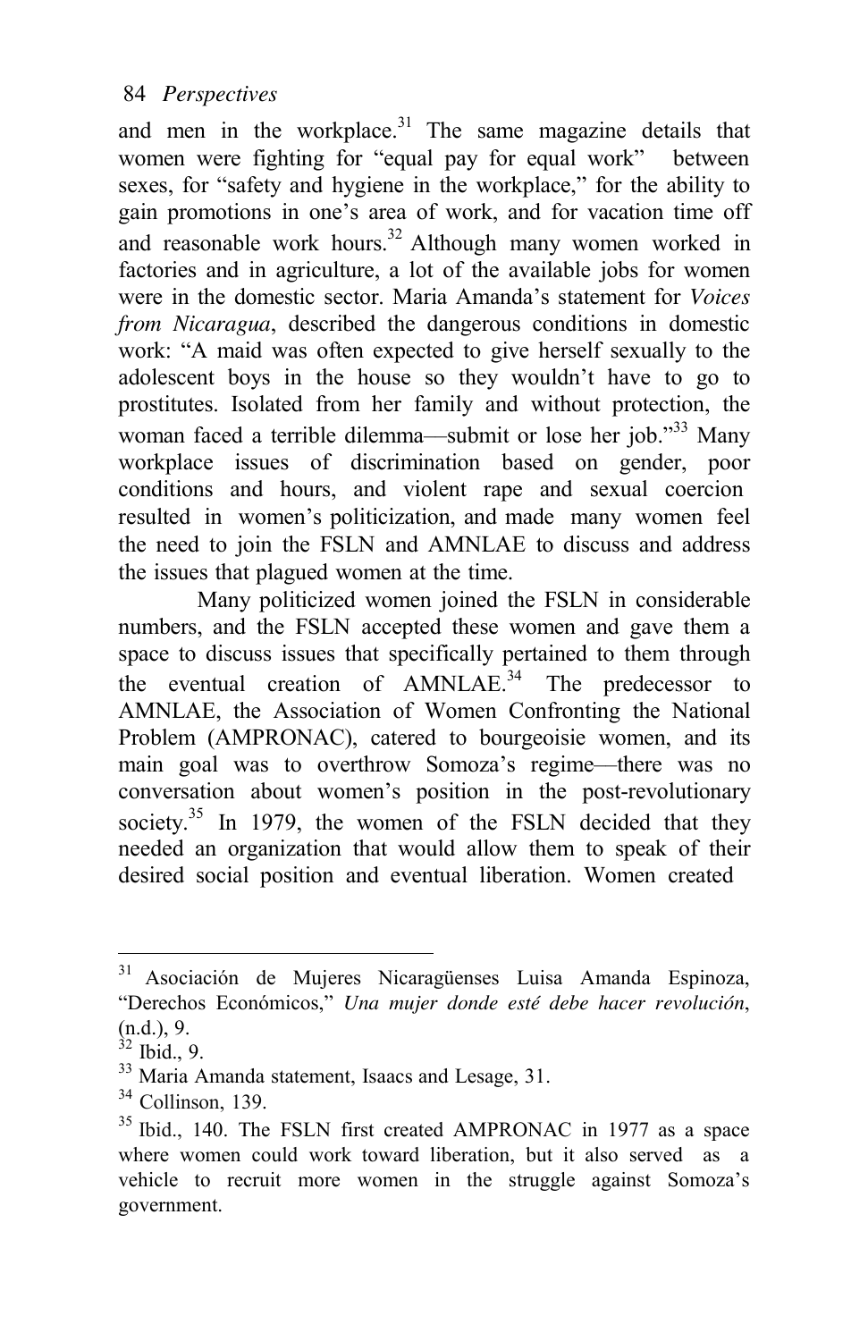and men in the workplace.[31] The same magazine details that women were fighting for "equal pay for equal work" between sexes, for "safety and hygiene in the workplace," for the ability to gain promotions in one's area of work, and for vacation time off and reasonable work hours.[32] Although many women worked in factories and in agriculture, a lot of the available jobs for women were in the domestic sector. Maria Amanda's statement for *Voices from Nicaragua*, described the dangerous conditions in domestic work: "A maid was often expected to give herself sexually to the adolescent boys in the house so they wouldn't have to go to prostitutes. Isolated from her family and without protection, the woman faced a terrible dilemma—submit or lose her job."[33] Many workplace issues of discrimination based on gender, poor conditions and hours, and violent rape and sexual coercion resulted in women's politicization, and made many women feel the need to join the FSLN and AMNLAE to discuss and address the issues that plagued women at the time.

Many politicized women joined the FSLN in considerable numbers, and the FSLN accepted these women and gave them a space to discuss issues that specifically pertained to them through the eventual creation of AMNLAE.[34] The predecessor to AMNLAE, the Association of Women Confronting the National Problem (AMPRONAC), catered to bourgeoisie women, and its main goal was to overthrow Somoza's regime—there was no conversation about women's position in the post-revolutionary society.[35] In 1979, the women of the FSLN decided that they needed an organization that would allow them to speak of their desired social position and eventual liberation. Women created

---

[31] Asociación de Mujeres Nicaragüenses Luisa Amanda Espinoza, "Derechos Económicos," *Una mujer donde esté debe hacer revolución*, (n.d.), 9.

[32] Ibid., 9.

[33] Maria Amanda statement, Isaacs and Lesage, 31.

[34] Collinson, 139.

[35] Ibid., 140. The FSLN first created AMPRONAC in 1977 as a space where women could work toward liberation, but it also served as a vehicle to recruit more women in the struggle against Somoza's government.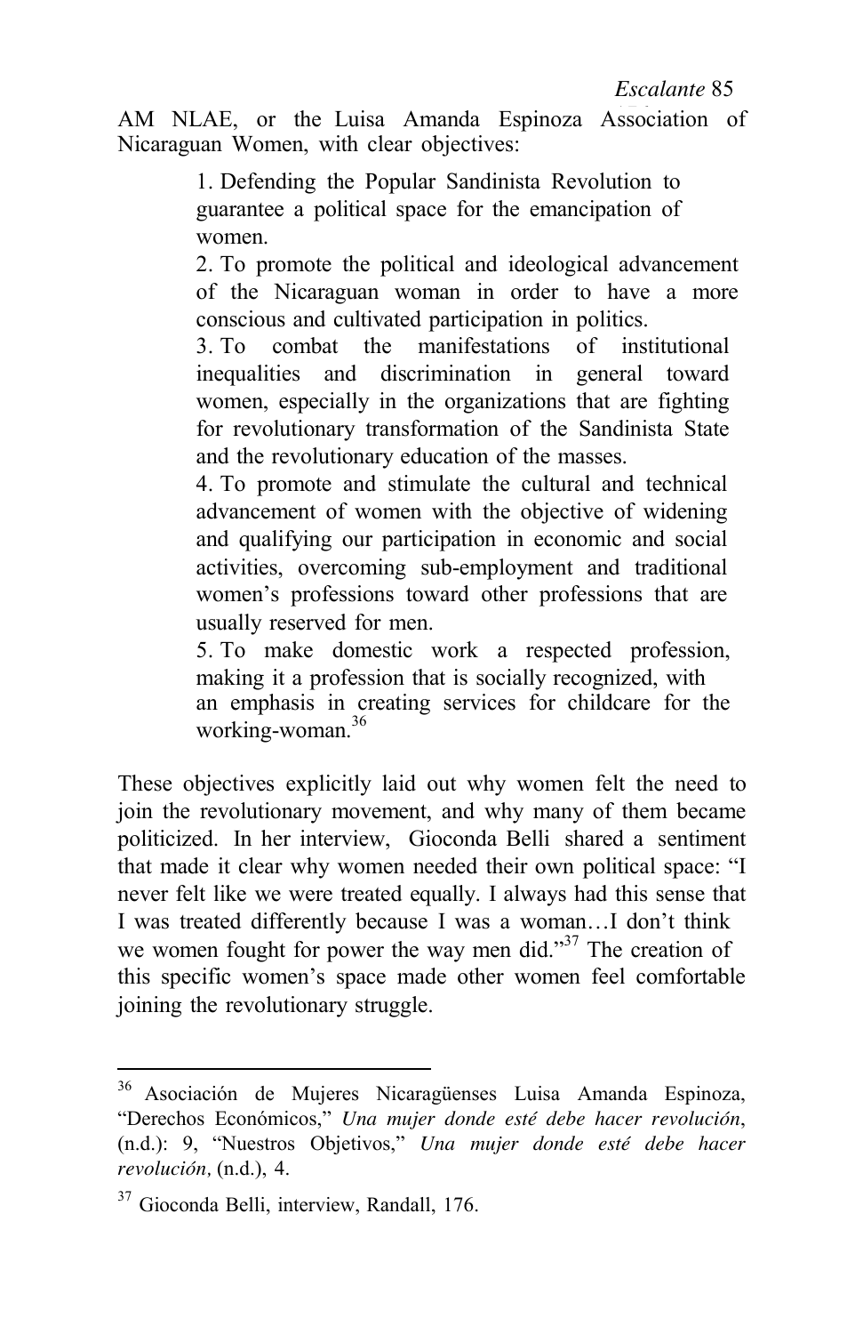AM NLAE, or the Luisa Amanda Espinoza Association of Nicaraguan Women, with clear objectives:

> 1. Defending the Popular Sandinista Revolution to guarantee a political space for the emancipation of women.
> 2. To promote the political and ideological advancement of the Nicaraguan woman in order to have a more conscious and cultivated participation in politics.
> 3. To combat the manifestations of institutional inequalities and discrimination in general toward women, especially in the organizations that are fighting for revolutionary transformation of the Sandinista State and the revolutionary education of the masses.
> 4. To promote and stimulate the cultural and technical advancement of women with the objective of widening and qualifying our participation in economic and social activities, overcoming sub-employment and traditional women's professions toward other professions that are usually reserved for men.
> 5. To make domestic work a respected profession, making it a profession that is socially recognized, with an emphasis in creating services for childcare for the working-woman.[36]

These objectives explicitly laid out why women felt the need to join the revolutionary movement, and why many of them became politicized. In her interview, Gioconda Belli shared a sentiment that made it clear why women needed their own political space: "I never felt like we were treated equally. I always had this sense that I was treated differently because I was a woman…I don't think we women fought for power the way men did."[37] The creation of this specific women's space made other women feel comfortable joining the revolutionary struggle.

---

[36] Asociación de Mujeres Nicaragüenses Luisa Amanda Espinoza, "Derechos Económicos," *Una mujer donde esté debe hacer revolución*, (n.d.): 9, "Nuestros Objetivos," *Una mujer donde esté debe hacer revolución,* (n.d.), 4.

[37] Gioconda Belli, interview, Randall, 176.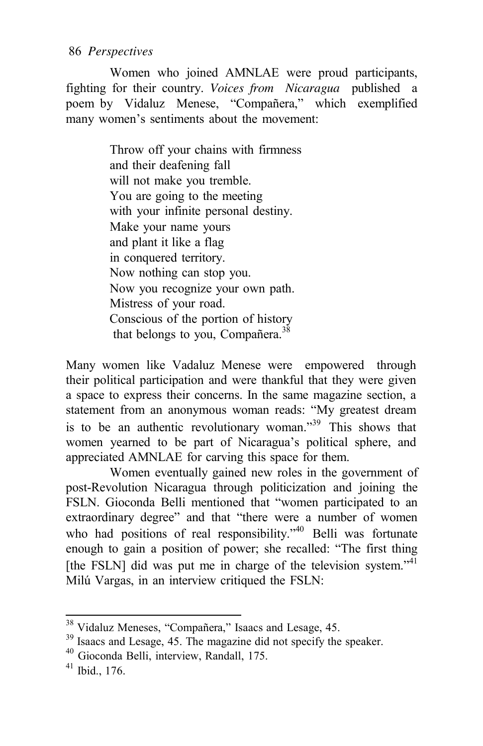Women who joined AMNLAE were proud participants, fighting for their country. *Voices from Nicaragua* published a poem by Vidaluz Menese, "Compañera," which exemplified many women's sentiments about the movement:

> Throw off your chains with firmness
> and their deafening fall
> will not make you tremble.
> You are going to the meeting
> with your infinite personal destiny.
> Make your name yours
> and plant it like a flag
> in conquered territory.
> Now nothing can stop you.
> Now you recognize your own path.
> Mistress of your road.
> Conscious of the portion of history
> that belongs to you, Compañera.[38]

Many women like Vadaluz Menese were empowered through their political participation and were thankful that they were given a space to express their concerns. In the same magazine section, a statement from an anonymous woman reads: "My greatest dream is to be an authentic revolutionary woman."[39] This shows that women yearned to be part of Nicaragua's political sphere, and appreciated AMNLAE for carving this space for them.

Women eventually gained new roles in the government of post-Revolution Nicaragua through politicization and joining the FSLN. Gioconda Belli mentioned that "women participated to an extraordinary degree" and that "there were a number of women who had positions of real responsibility."[40] Belli was fortunate enough to gain a position of power; she recalled: "The first thing [the FSLN] did was put me in charge of the television system."[41] Milú Vargas, in an interview critiqued the FSLN:

---

[38] Vidaluz Meneses, "Compañera," Isaacs and Lesage, 45.

[39] Isaacs and Lesage, 45. The magazine did not specify the speaker.

[40] Gioconda Belli, interview, Randall, 175.

[41] Ibid., 176.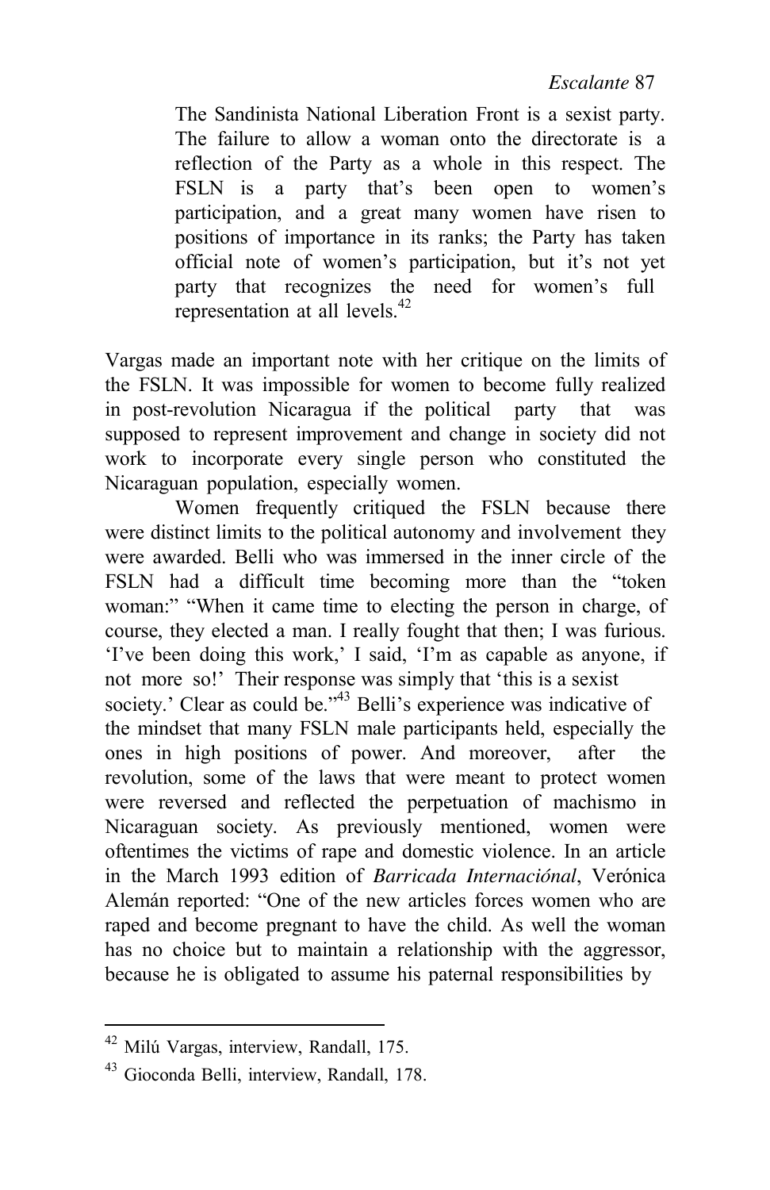> The Sandinista National Liberation Front is a sexist party. The failure to allow a woman onto the directorate is a reflection of the Party as a whole in this respect. The FSLN is a party that's been open to women's participation, and a great many women have risen to positions of importance in its ranks; the Party has taken official note of women's participation, but it's not yet party that recognizes the need for women's full representation at all levels.[42]

Vargas made an important note with her critique on the limits of the FSLN. It was impossible for women to become fully realized in post-revolution Nicaragua if the political party that was supposed to represent improvement and change in society did not work to incorporate every single person who constituted the Nicaraguan population, especially women.

Women frequently critiqued the FSLN because there were distinct limits to the political autonomy and involvement they were awarded. Belli who was immersed in the inner circle of the FSLN had a difficult time becoming more than the "token woman:" "When it came time to electing the person in charge, of course, they elected a man. I really fought that then; I was furious. 'I've been doing this work,' I said, 'I'm as capable as anyone, if not more so!' Their response was simply that 'this is a sexist society.' Clear as could be."[43] Belli's experience was indicative of the mindset that many FSLN male participants held, especially the ones in high positions of power. And moreover, after the revolution, some of the laws that were meant to protect women were reversed and reflected the perpetuation of machismo in Nicaraguan society. As previously mentioned, women were oftentimes the victims of rape and domestic violence. In an article in the March 1993 edition of *Barricada Internaciónal*, Verónica Alemán reported: "One of the new articles forces women who are raped and become pregnant to have the child. As well the woman has no choice but to maintain a relationship with the aggressor, because he is obligated to assume his paternal responsibilities by

---

[42] Milú Vargas, interview, Randall, 175.

[43] Gioconda Belli, interview, Randall, 178.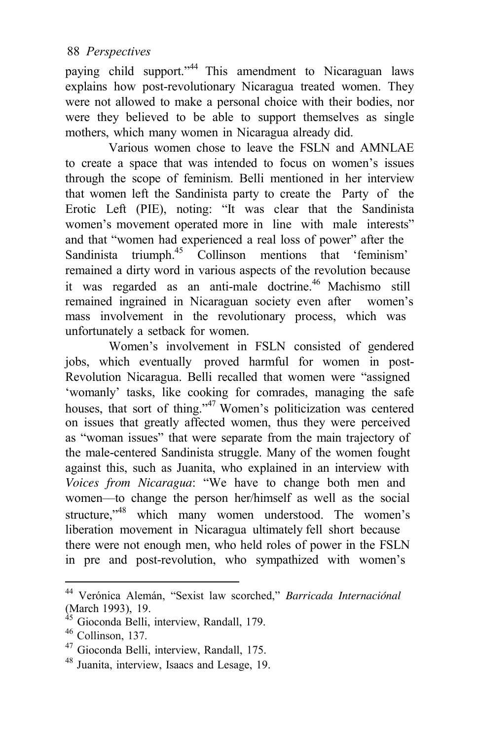paying child support."[44] This amendment to Nicaraguan laws explains how post-revolutionary Nicaragua treated women. They were not allowed to make a personal choice with their bodies, nor were they believed to be able to support themselves as single mothers, which many women in Nicaragua already did.

Various women chose to leave the FSLN and AMNLAE to create a space that was intended to focus on women's issues through the scope of feminism. Belli mentioned in her interview that women left the Sandinista party to create the Party of the Erotic Left (PIE), noting: "It was clear that the Sandinista women's movement operated more in line with male interests" and that "women had experienced a real loss of power" after the Sandinista triumph.[45] Collinson mentions that 'feminism' remained a dirty word in various aspects of the revolution because it was regarded as an anti-male doctrine.[46] Machismo still remained ingrained in Nicaraguan society even after women's mass involvement in the revolutionary process, which was unfortunately a setback for women.

Women's involvement in FSLN consisted of gendered jobs, which eventually proved harmful for women in post-Revolution Nicaragua. Belli recalled that women were "assigned 'womanly' tasks, like cooking for comrades, managing the safe houses, that sort of thing."[47] Women's politicization was centered on issues that greatly affected women, thus they were perceived as "woman issues" that were separate from the main trajectory of the male-centered Sandinista struggle. Many of the women fought against this, such as Juanita, who explained in an interview with *Voices from Nicaragua*: "We have to change both men and women—to change the person her/himself as well as the social structure,"[48] which many women understood. The women's liberation movement in Nicaragua ultimately fell short because there were not enough men, who held roles of power in the FSLN in pre and post-revolution, who sympathized with women's

---

[44] Verónica Alemán, "Sexist law scorched," *Barricada Internaciónal* (March 1993), 19.

[45] Gioconda Belli, interview, Randall, 179.

[46] Collinson, 137.

[47] Gioconda Belli, interview, Randall, 175.

[48] Juanita, interview, Isaacs and Lesage, 19.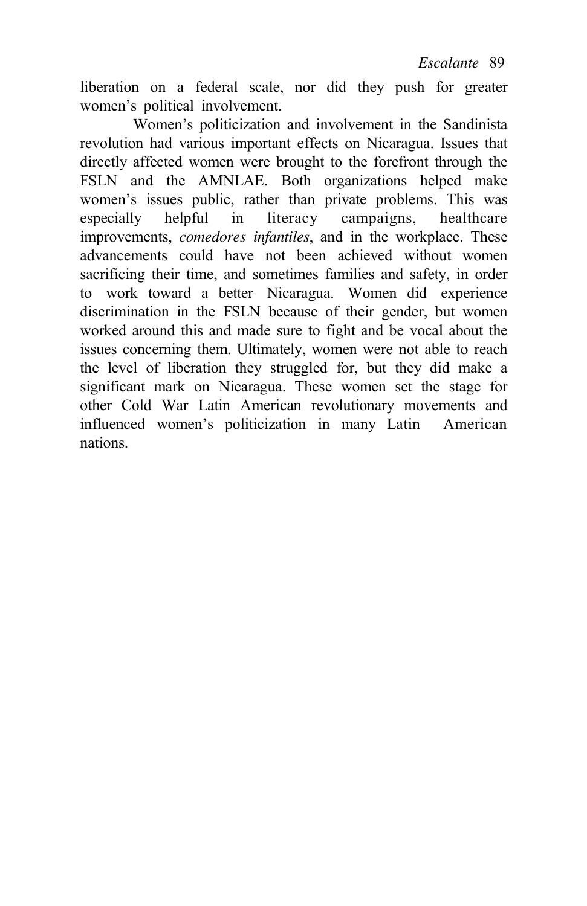liberation on a federal scale, nor did they push for greater women's political involvement.

Women's politicization and involvement in the Sandinista revolution had various important effects on Nicaragua. Issues that directly affected women were brought to the forefront through the FSLN and the AMNLAE. Both organizations helped make women's issues public, rather than private problems. This was especially helpful in literacy campaigns, healthcare improvements, *comedores infantiles*, and in the workplace. These advancements could have not been achieved without women sacrificing their time, and sometimes families and safety, in order to work toward a better Nicaragua. Women did experience discrimination in the FSLN because of their gender, but women worked around this and made sure to fight and be vocal about the issues concerning them. Ultimately, women were not able to reach the level of liberation they struggled for, but they did make a significant mark on Nicaragua. These women set the stage for other Cold War Latin American revolutionary movements and influenced women's politicization in many Latin American nations.